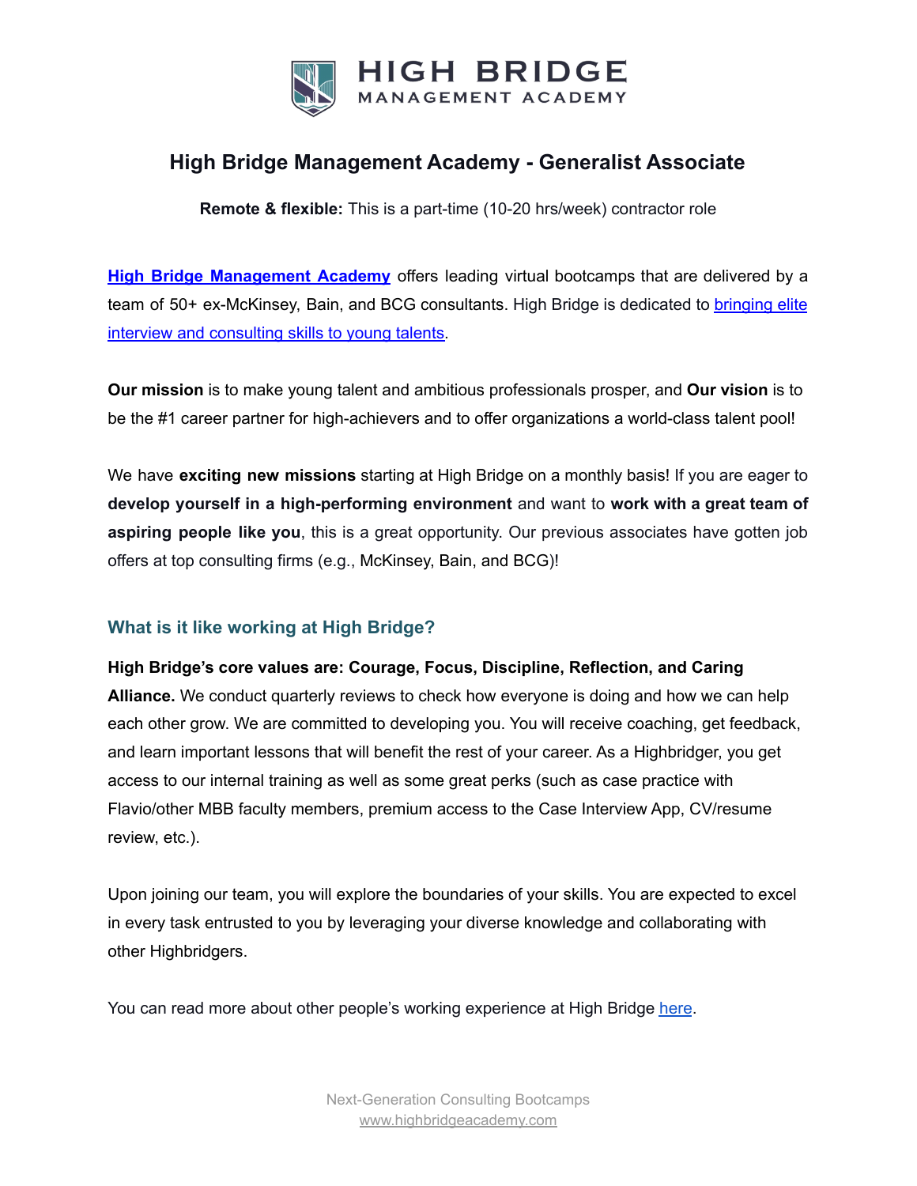# High Bridge Management Academy - Generalist Associate

**Remote & flexible:** This is a part-time (10-20 hrs/week) contractor role

**High Bridge Management Academy** offers leading virtual bootcamps that are delivered by a team of 50+ ex-McKinsey, Bain, and BCG consultants. High Bridge is dedicated to bringing elite interview and consulting skills to young talents.

**Our mission** is to make young talent and ambitious professionals prosper, and **Our vision** is to be the #1 career partner for high-achievers and to offer organizations a world-class talent pool!

We have **exciting new missions** starting at High Bridge on a monthly basis! If you are eager to **develop yourself in a high-performing environment** and want to **work with a great team of aspiring people like you**, this is a great opportunity. Our previous associates have gotten job offers at top consulting firms (e.g., McKinsey, Bain, and BCG)!

## What is it like working at High Bridge?

**High Bridge's core values are: Courage, Focus, Discipline, Reflection, and Caring Alliance.** We conduct quarterly reviews to check how everyone is doing and how we can help each other grow. We are committed to developing you. You will receive coaching, get feedback, and learn important lessons that will benefit the rest of your career. As a Highbridger, you get access to our internal training as well as some great perks (such as case practice with Flavio/other MBB faculty members, premium access to the Case Interview App, CV/resume review, etc.).

Upon joining our team, you will explore the boundaries of your skills. You are expected to excel in every task entrusted to you by leveraging your diverse knowledge and collaborating with other Highbridgers.

You can read more about other people's working experience at High Bridge here.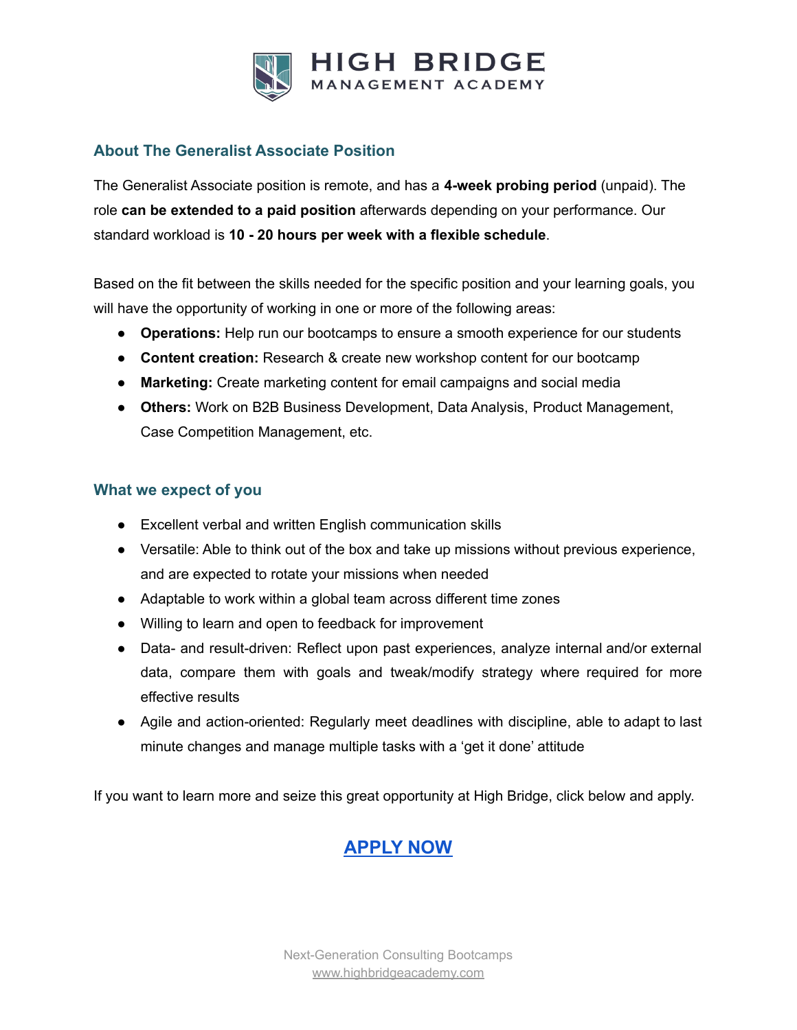HIGH BRIDGE
MANAGEMENT ACADEMY

## About The Generalist Associate Position

The Generalist Associate position is remote, and has a **4-week probing period** (unpaid). The role **can be extended to a paid position** afterwards depending on your performance. Our standard workload is **10 - 20 hours per week with a flexible schedule**.

Based on the fit between the skills needed for the specific position and your learning goals, you will have the opportunity of working in one or more of the following areas:

- **Operations:** Help run our bootcamps to ensure a smooth experience for our students
- **Content creation:** Research & create new workshop content for our bootcamp
- **Marketing:** Create marketing content for email campaigns and social media
- **Others:** Work on B2B Business Development, Data Analysis, Product Management, Case Competition Management, etc.

## What we expect of you

- Excellent verbal and written English communication skills
- Versatile: Able to think out of the box and take up missions without previous experience, and are expected to rotate your missions when needed
- Adaptable to work within a global team across different time zones
- Willing to learn and open to feedback for improvement
- Data- and result-driven: Reflect upon past experiences, analyze internal and/or external data, compare them with goals and tweak/modify strategy where required for more effective results
- Agile and action-oriented: Regularly meet deadlines with discipline, able to adapt to last minute changes and manage multiple tasks with a 'get it done' attitude

If you want to learn more and seize this great opportunity at High Bridge, click below and apply.

**APPLY NOW**

Next-Generation Consulting Bootcamps
www.highbridgeacademy.com